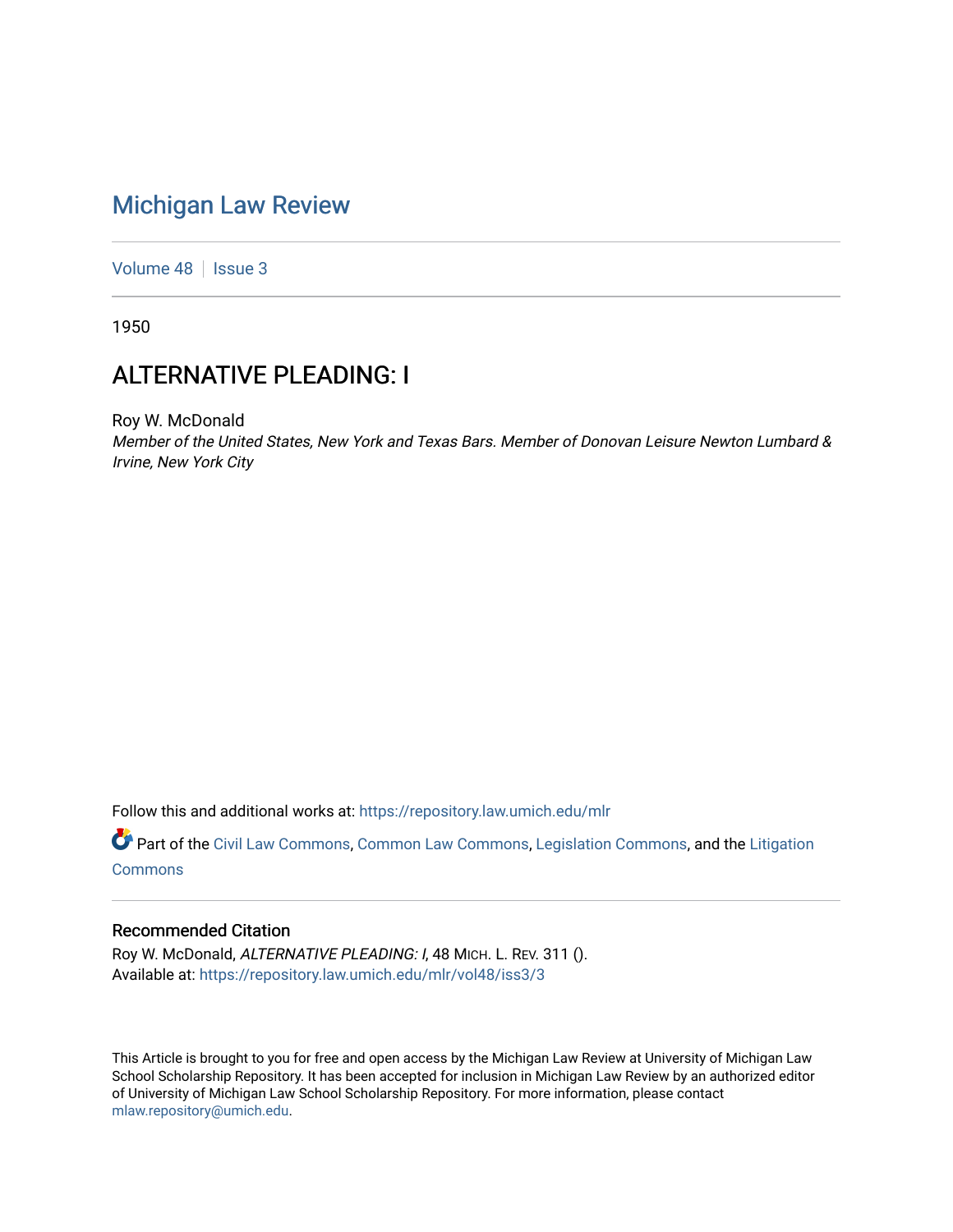# Michigan Law Review

Volume 48 | Issue 3

1950

## ALTERNATIVE PLEADING: I

Roy W. McDonald
*Member of the United States, New York and Texas Bars. Member of Donovan Leisure Newton Lumbard & Irvine, New York City*

Follow this and additional works at: https://repository.law.umich.edu/mlr

Part of the Civil Law Commons, Common Law Commons, Legislation Commons, and the Litigation Commons

### Recommended Citation

Roy W. McDonald, *ALTERNATIVE PLEADING: I*, 48 MICH. L. REV. 311 ().
Available at: https://repository.law.umich.edu/mlr/vol48/iss3/3

This Article is brought to you for free and open access by the Michigan Law Review at University of Michigan Law School Scholarship Repository. It has been accepted for inclusion in Michigan Law Review by an authorized editor of University of Michigan Law School Scholarship Repository. For more information, please contact mlaw.repository@umich.edu.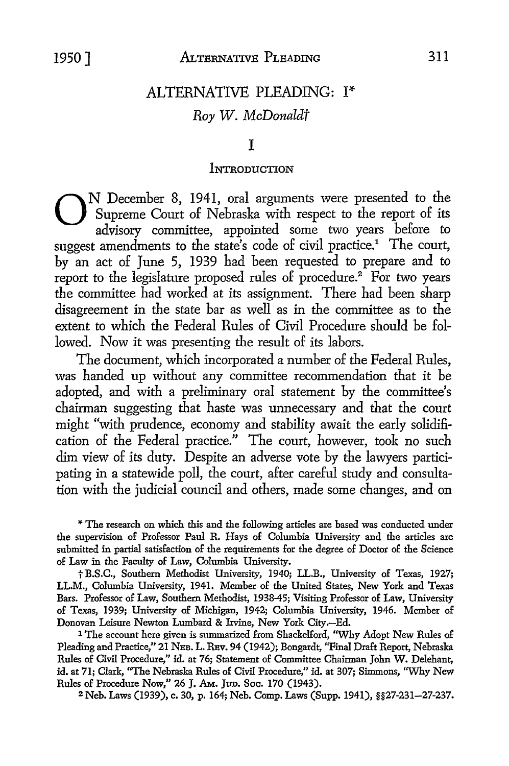# ALTERNATIVE PLEADING: I*

*Roy W. McDonald*†

## I

### Introduction

On December 8, 1941, oral arguments were presented to the Supreme Court of Nebraska with respect to the report of its advisory committee, appointed some two years before to suggest amendments to the state's code of civil practice.[1] The court, by an act of June 5, 1939 had been requested to prepare and to report to the legislature proposed rules of procedure.[2] For two years the committee had worked at its assignment. There had been sharp disagreement in the state bar as well as in the committee as to the extent to which the Federal Rules of Civil Procedure should be followed. Now it was presenting the result of its labors.

The document, which incorporated a number of the Federal Rules, was handed up without any committee recommendation that it be adopted, and with a preliminary oral statement by the committee's chairman suggesting that haste was unnecessary and that the court might "with prudence, economy and stability await the early solidification of the Federal practice." The court, however, took no such dim view of its duty. Despite an adverse vote by the lawyers participating in a statewide poll, the court, after careful study and consultation with the judicial council and others, made some changes, and on

---

\* The research on which this and the following articles are based was conducted under the supervision of Professor Paul R. Hays of Columbia University and the articles are submitted in partial satisfaction of the requirements for the degree of Doctor of the Science of Law in the Faculty of Law, Columbia University.

† B.S.C., Southern Methodist University, 1940; LL.B., University of Texas, 1927; LL.M., Columbia University, 1941. Member of the United States, New York and Texas Bars. Professor of Law, Southern Methodist, 1938-45; Visiting Professor of Law, University of Texas, 1939; University of Michigan, 1942; Columbia University, 1946. Member of Donovan Leisure Newton Lumbard & Irvine, New York City.—Ed.

[1] The account here given is summarized from Shackelford, "Why Adopt New Rules of Pleading and Practice," 21 Neb. L. Rev. 94 (1942); Bongardt, "Final Draft Report, Nebraska Rules of Civil Procedure," id. at 76; Statement of Committee Chairman John W. Delehant, id. at 71; Clark, "The Nebraska Rules of Civil Procedure," id. at 307; Simmons, "Why New Rules of Procedure Now," 26 J. Am. Jud. Soc. 170 (1943).

[2] Neb. Laws (1939), c. 30, p. 164; Neb. Comp. Laws (Supp. 1941), §§27-231–27-237.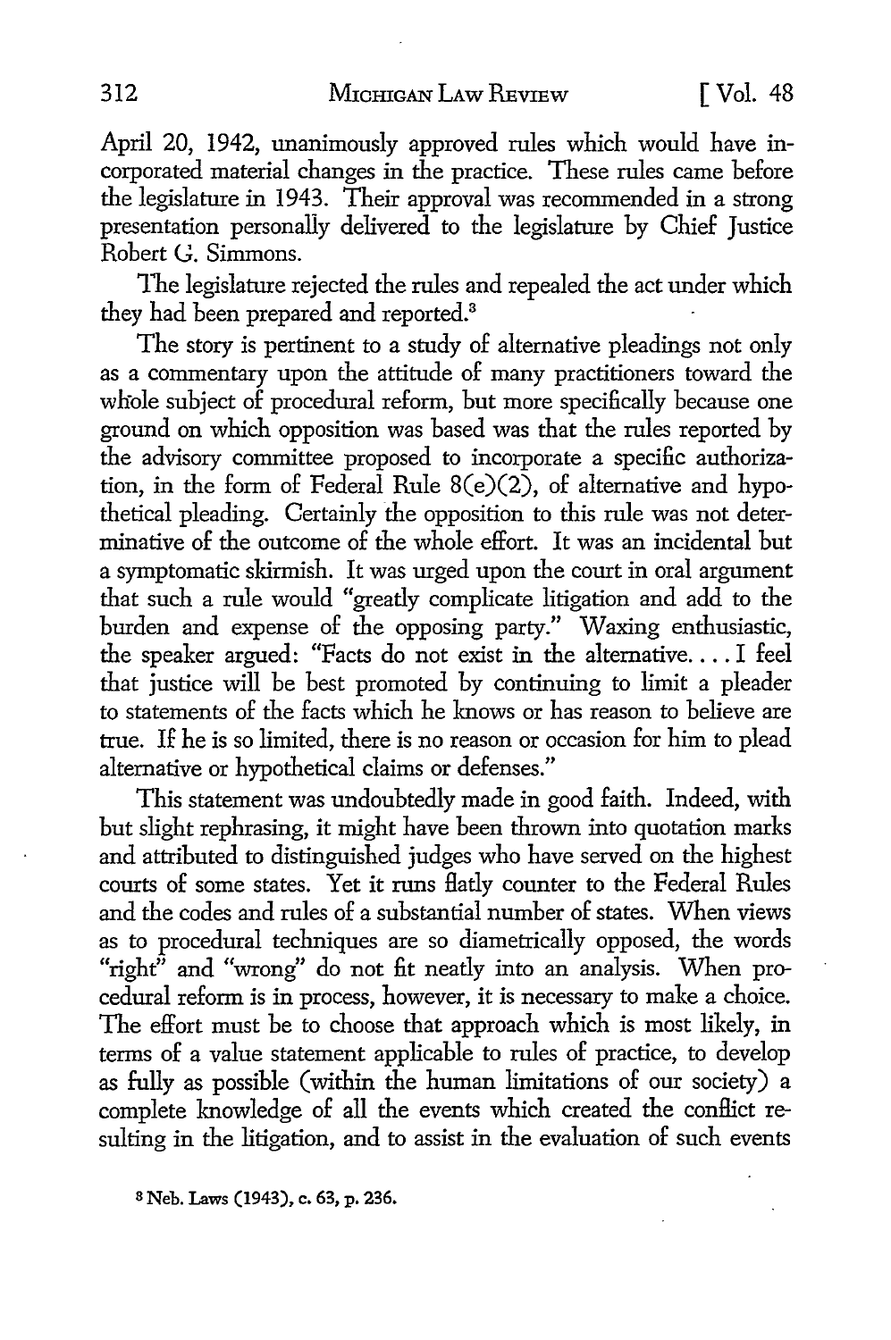April 20, 1942, unanimously approved rules which would have incorporated material changes in the practice. These rules came before the legislature in 1943. Their approval was recommended in a strong presentation personally delivered to the legislature by Chief Justice Robert G. Simmons.

The legislature rejected the rules and repealed the act under which they had been prepared and reported.[3]

The story is pertinent to a study of alternative pleadings not only as a commentary upon the attitude of many practitioners toward the whole subject of procedural reform, but more specifically because one ground on which opposition was based was that the rules reported by the advisory committee proposed to incorporate a specific authorization, in the form of Federal Rule 8(e)(2), of alternative and hypothetical pleading. Certainly the opposition to this rule was not determinative of the outcome of the whole effort. It was an incidental but a symptomatic skirmish. It was urged upon the court in oral argument that such a rule would "greatly complicate litigation and add to the burden and expense of the opposing party." Waxing enthusiastic, the speaker argued: "Facts do not exist in the alternative. . . . I feel that justice will be best promoted by continuing to limit a pleader to statements of the facts which he knows or has reason to believe are true. If he is so limited, there is no reason or occasion for him to plead alternative or hypothetical claims or defenses."

This statement was undoubtedly made in good faith. Indeed, with but slight rephrasing, it might have been thrown into quotation marks and attributed to distinguished judges who have served on the highest courts of some states. Yet it runs flatly counter to the Federal Rules and the codes and rules of a substantial number of states. When views as to procedural techniques are so diametrically opposed, the words "right" and "wrong" do not fit neatly into an analysis. When procedural reform is in process, however, it is necessary to make a choice. The effort must be to choose that approach which is most likely, in terms of a value statement applicable to rules of practice, to develop as fully as possible (within the human limitations of our society) a complete knowledge of all the events which created the conflict resulting in the litigation, and to assist in the evaluation of such events

[3] Neb. Laws (1943), c. 63, p. 236.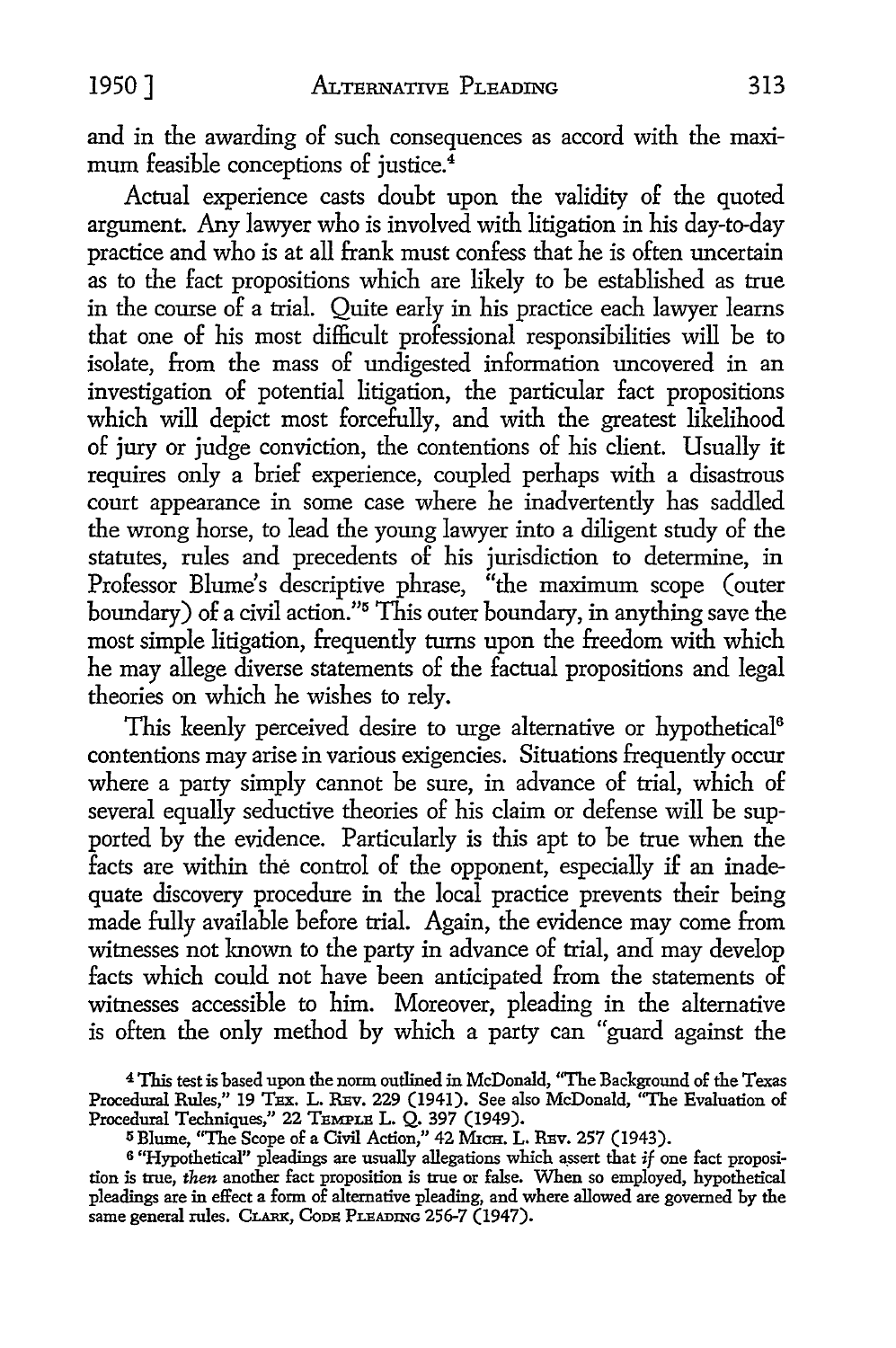and in the awarding of such consequences as accord with the maximum feasible conceptions of justice.[4]

Actual experience casts doubt upon the validity of the quoted argument. Any lawyer who is involved with litigation in his day-to-day practice and who is at all frank must confess that he is often uncertain as to the fact propositions which are likely to be established as true in the course of a trial. Quite early in his practice each lawyer learns that one of his most difficult professional responsibilities will be to isolate, from the mass of undigested information uncovered in an investigation of potential litigation, the particular fact propositions which will depict most forcefully, and with the greatest likelihood of jury or judge conviction, the contentions of his client. Usually it requires only a brief experience, coupled perhaps with a disastrous court appearance in some case where he inadvertently has saddled the wrong horse, to lead the young lawyer into a diligent study of the statutes, rules and precedents of his jurisdiction to determine, in Professor Blume's descriptive phrase, "the maximum scope (outer boundary) of a civil action."[5] This outer boundary, in anything save the most simple litigation, frequently turns upon the freedom with which he may allege diverse statements of the factual propositions and legal theories on which he wishes to rely.

This keenly perceived desire to urge alternative or hypothetical[6] contentions may arise in various exigencies. Situations frequently occur where a party simply cannot be sure, in advance of trial, which of several equally seductive theories of his claim or defense will be supported by the evidence. Particularly is this apt to be true when the facts are within the control of the opponent, especially if an inadequate discovery procedure in the local practice prevents their being made fully available before trial. Again, the evidence may come from witnesses not known to the party in advance of trial, and may develop facts which could not have been anticipated from the statements of witnesses accessible to him. Moreover, pleading in the alternative is often the only method by which a party can "guard against the

[4] This test is based upon the norm outlined in McDonald, "The Background of the Texas Procedural Rules," 19 TEX. L. REV. 229 (1941). See also McDonald, "The Evaluation of Procedural Techniques," 22 TEMPLE L. Q. 397 (1949).

[5] Blume, "The Scope of a Civil Action," 42 MICH. L. REV. 257 (1943).

[6] "Hypothetical" pleadings are usually allegations which assert that *if* one fact proposition is true, *then* another fact proposition is true or false. When so employed, hypothetical pleadings are in effect a form of alternative pleading, and where allowed are governed by the same general rules. CLARK, CODE PLEADING 256-7 (1947).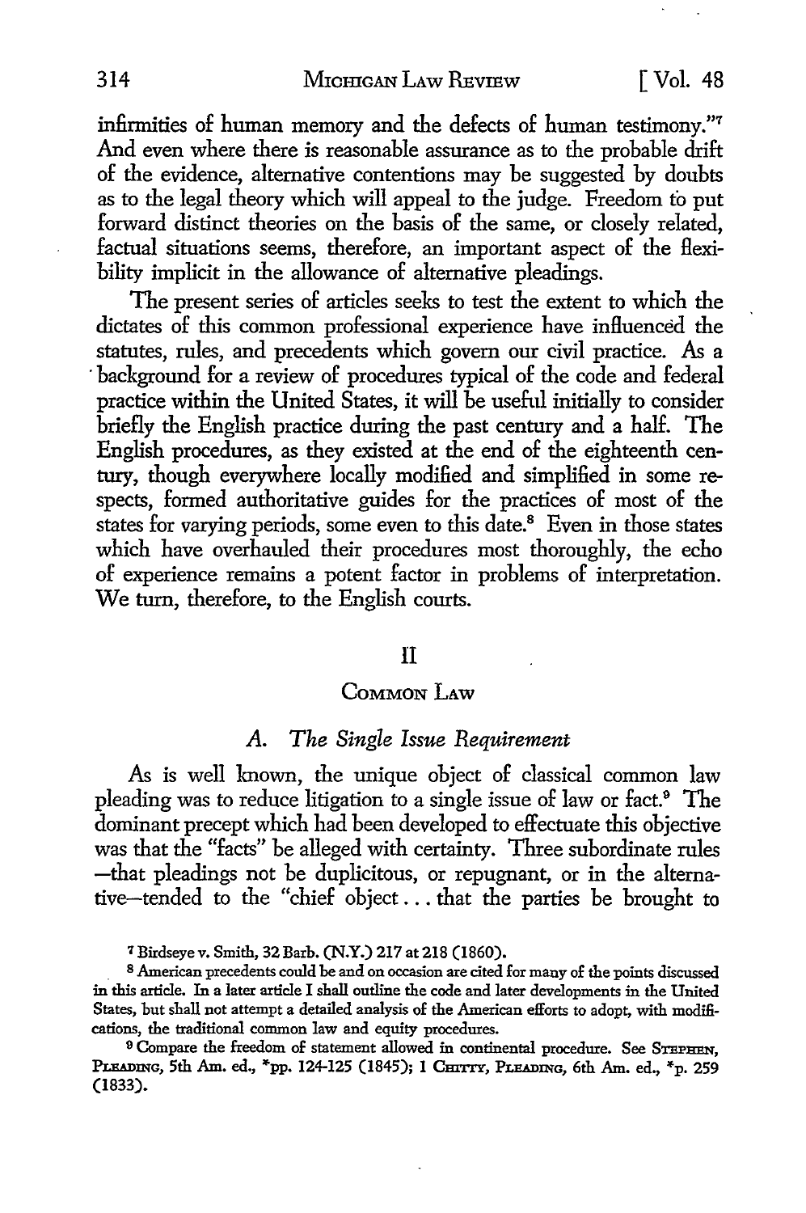infirmities of human memory and the defects of human testimony."[7] And even where there is reasonable assurance as to the probable drift of the evidence, alternative contentions may be suggested by doubts as to the legal theory which will appeal to the judge. Freedom to put forward distinct theories on the basis of the same, or closely related, factual situations seems, therefore, an important aspect of the flexibility implicit in the allowance of alternative pleadings.

The present series of articles seeks to test the extent to which the dictates of this common professional experience have influenced the statutes, rules, and precedents which govern our civil practice. As a background for a review of procedures typical of the code and federal practice within the United States, it will be useful initially to consider briefly the English practice during the past century and a half. The English procedures, as they existed at the end of the eighteenth century, though everywhere locally modified and simplified in some respects, formed authoritative guides for the practices of most of the states for varying periods, some even to this date.[8] Even in those states which have overhauled their procedures most thoroughly, the echo of experience remains a potent factor in problems of interpretation. We turn, therefore, to the English courts.

## II

## COMMON LAW

### *A. The Single Issue Requirement*

As is well known, the unique object of classical common law pleading was to reduce litigation to a single issue of law or fact.[9] The dominant precept which had been developed to effectuate this objective was that the "facts" be alleged with certainty. Three subordinate rules—that pleadings not be duplicitous, or repugnant, or in the alternative—tended to the "chief object . . . that the parties be brought to

---

[7] Birdseye v. Smith, 32 Barb. (N.Y.) 217 at 218 (1860).

[8] American precedents could be and on occasion are cited for many of the points discussed in this article. In a later article I shall outline the code and later developments in the United States, but shall not attempt a detailed analysis of the American efforts to adopt, with modifications, the traditional common law and equity procedures.

[9] Compare the freedom of statement allowed in continental procedure. See STEPHEN, PLEADING, 5th Am. ed., *pp. 124-125 (1845); 1 CHITTY, PLEADING, 6th Am. ed., *p. 259 (1833).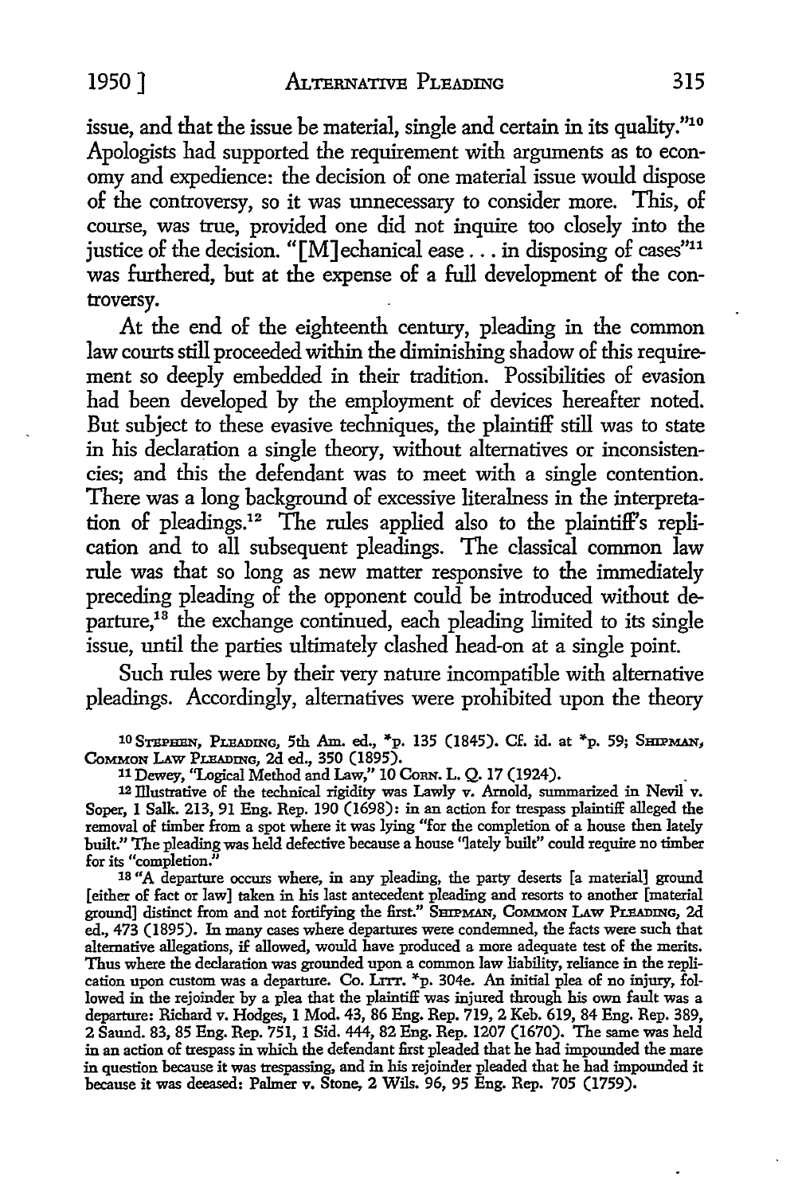issue, and that the issue be material, single and certain in its quality."[10] Apologists had supported the requirement with arguments as to economy and expedience: the decision of one material issue would dispose of the controversy, so it was unnecessary to consider more. This, of course, was true, provided one did not inquire too closely into the justice of the decision. "[M]echanical ease . . . in disposing of cases"[11] was furthered, but at the expense of a full development of the controversy.

At the end of the eighteenth century, pleading in the common law courts still proceeded within the diminishing shadow of this requirement so deeply embedded in their tradition. Possibilities of evasion had been developed by the employment of devices hereafter noted. But subject to these evasive techniques, the plaintiff still was to state in his declaration a single theory, without alternatives or inconsistencies; and this the defendant was to meet with a single contention. There was a long background of excessive literalness in the interpretation of pleadings.[12] The rules applied also to the plaintiff's replication and to all subsequent pleadings. The classical common law rule was that so long as new matter responsive to the immediately preceding pleading of the opponent could be introduced without departure,[13] the exchange continued, each pleading limited to its single issue, until the parties ultimately clashed head-on at a single point.

Such rules were by their very nature incompatible with alternative pleadings. Accordingly, alternatives were prohibited upon the theory

---

[10] STEPHEN, PLEADING, 5th Am. ed., *p. 135 (1845). Cf. id. at *p. 59; SHIPMAN, COMMON LAW PLEADING, 2d ed., 350 (1895).

[11] Dewey, "Logical Method and Law," 10 CORN. L. Q. 17 (1924).

[12] Illustrative of the technical rigidity was Lawly v. Arnold, summarized in Nevil v. Soper, 1 Salk. 213, 91 Eng. Rep. 190 (1698): in an action for trespass plaintiff alleged the removal of timber from a spot where it was lying "for the completion of a house then lately built." The pleading was held defective because a house "lately built" could require no timber for its "completion."

[13] "A departure occurs where, in any pleading, the party deserts [a material] ground [either of fact or law] taken in his last antecedent pleading and resorts to another [material ground] distinct from and not fortifying the first." SHIPMAN, COMMON LAW PLEADING, 2d ed., 473 (1895). In many cases where departures were condemned, the facts were such that alternative allegations, if allowed, would have produced a more adequate test of the merits. Thus where the declaration was grounded upon a common law liability, reliance in the replication upon custom was a departure. Co. LITT. *p. 304e. An initial plea of no injury, followed in the rejoinder by a plea that the plaintiff was injured through his own fault was a departure: Richard v. Hodges, 1 Mod. 43, 86 Eng. Rep. 719, 2 Keb. 619, 84 Eng. Rep. 389, 2 Saund. 83, 85 Eng. Rep. 751, 1 Sid. 444, 82 Eng. Rep. 1207 (1670). The same was held in an action of trespass in which the defendant first pleaded that he had impounded the mare in question because it was trespassing, and in his rejoinder pleaded that he had impounded it because it was deceased: Palmer v. Stone, 2 Wils. 96, 95 Eng. Rep. 705 (1759).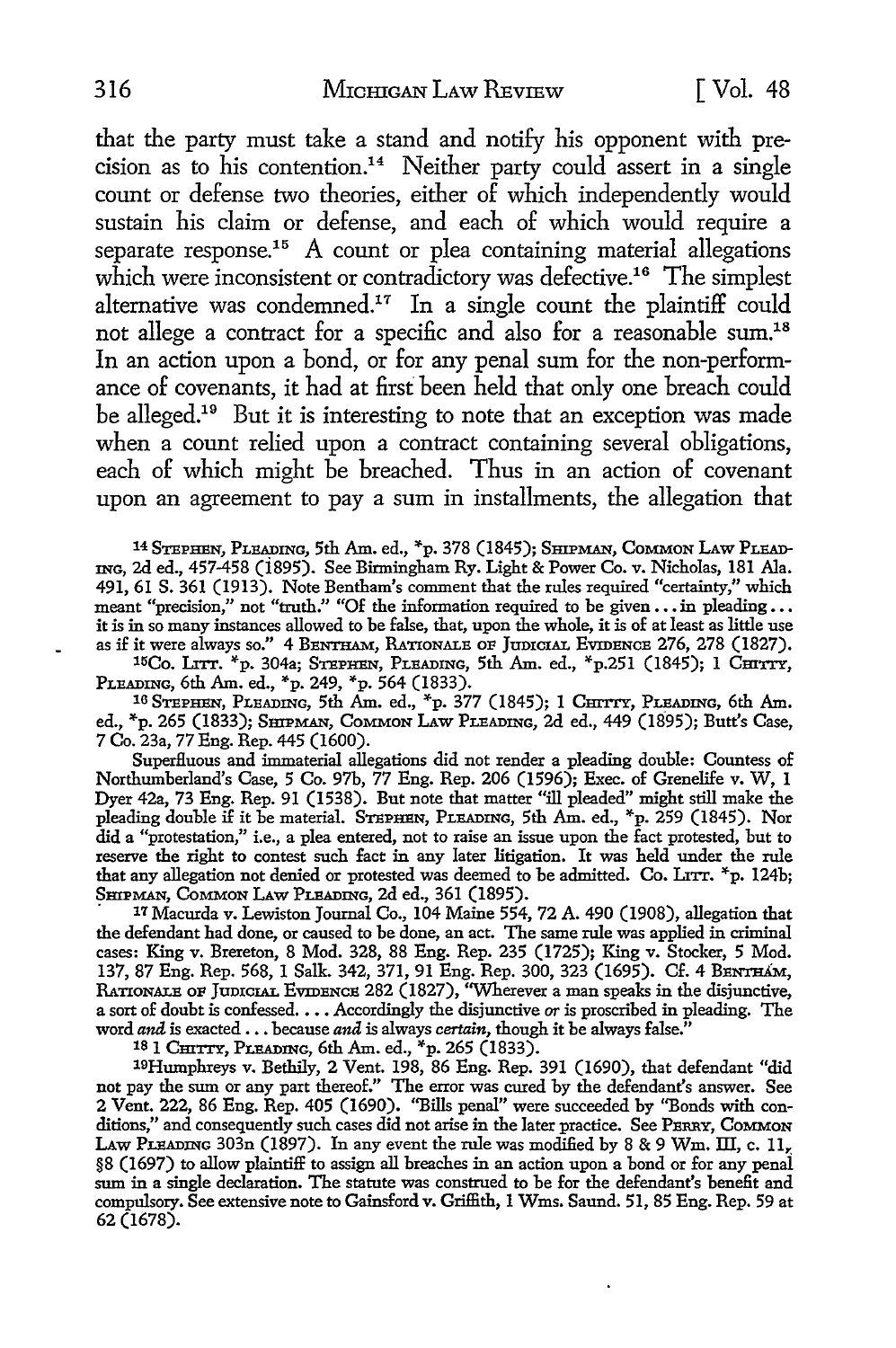that the party must take a stand and notify his opponent with precision as to his contention.[14] Neither party could assert in a single count or defense two theories, either of which independently would sustain his claim or defense, and each of which would require a separate response.[15] A count or plea containing material allegations which were inconsistent or contradictory was defective.[16] The simplest alternative was condemned.[17] In a single count the plaintiff could not allege a contract for a specific and also for a reasonable sum.[18] In an action upon a bond, or for any penal sum for the non-performance of covenants, it had at first been held that only one breach could be alleged.[19] But it is interesting to note that an exception was made when a count relied upon a contract containing several obligations, each of which might be breached. Thus in an action of covenant upon an agreement to pay a sum in installments, the allegation that

[14] STEPHEN, PLEADING, 5th Am. ed., *p. 378 (1845); SHIPMAN, COMMON LAW PLEADING, 2d ed., 457-458 (1895). See Birmingham Ry. Light & Power Co. v. Nicholas, 181 Ala. 491, 61 S. 361 (1913). Note Bentham's comment that the rules required "certainty," which meant "precision," not "truth." "Of the information required to be given . . . in pleading . . . it is in so many instances allowed to be false, that, upon the whole, it is of at least as little use as if it were always so." 4 BENTHAM, RATIONALE OF JUDICIAL EVIDENCE 276, 278 (1827).

[15] Co. LITT. *p. 304a; STEPHEN, PLEADING, 5th Am. ed., *p.251 (1845); 1 CHITTY, PLEADING, 6th Am. ed., *p. 249, *p. 564 (1833).

[16] STEPHEN, PLEADING, 5th Am. ed., *p. 377 (1845); 1 CHITTY, PLEADING, 6th Am. ed., *p. 265 (1833); SHIPMAN, COMMON LAW PLEADING, 2d ed., 449 (1895); Butt's Case, 7 Co. 23a, 77 Eng. Rep. 445 (1600).

Superfluous and immaterial allegations did not render a pleading double: Countess of Northumberland's Case, 5 Co. 97b, 77 Eng. Rep. 206 (1596); Exec. of Grenelife v. W, 1 Dyer 42a, 73 Eng. Rep. 91 (1538). But note that matter "ill pleaded" might still make the pleading double if it be material. STEPHEN, PLEADING, 5th Am. ed., *p. 259 (1845). Nor did a "protestation," i.e., a plea entered, not to raise an issue upon the fact protested, but to reserve the right to contest such fact in any later litigation. It was held under the rule that any allegation not denied or protested was deemed to be admitted. Co. LITT. *p. 124b; SHIPMAN, COMMON LAW PLEADING, 2d ed., 361 (1895).

[17] Macurda v. Lewiston Journal Co., 104 Maine 554, 72 A. 490 (1908), allegation that the defendant had done, or caused to be done, an act. The same rule was applied in criminal cases: King v. Brereton, 8 Mod. 328, 88 Eng. Rep. 235 (1725); King v. Stocker, 5 Mod. 137, 87 Eng. Rep. 568, 1 Salk. 342, 371, 91 Eng. Rep. 300, 323 (1695). Cf. 4 BENTHAM, RATIONALE OF JUDICIAL EVIDENCE 282 (1827), "Wherever a man speaks in the disjunctive, a sort of doubt is confessed. . . . Accordingly the disjunctive *or* is proscribed in pleading. The word *and* is exacted . . . because *and* is always *certain,* though it be always false."

[18] 1 CHITTY, PLEADING, 6th Am. ed., *p. 265 (1833).

[19] Humphreys v. Bethily, 2 Vent. 198, 86 Eng. Rep. 391 (1690), that defendant "did not pay the sum or any part thereof." The error was cured by the defendant's answer. See 2 Vent. 222, 86 Eng. Rep. 405 (1690). "Bills penal" were succeeded by "Bonds with conditions," and consequently such cases did not arise in the later practice. See PERRY, COMMON LAW PLEADING 303n (1897). In any event the rule was modified by 8 & 9 Wm. III, c. 11, §8 (1697) to allow plaintiff to assign all breaches in an action upon a bond or for any penal sum in a single declaration. The statute was construed to be for the defendant's benefit and compulsory. See extensive note to Gainsford v. Griffith, 1 Wms. Saund. 51, 85 Eng. Rep. 59 at 62 (1678).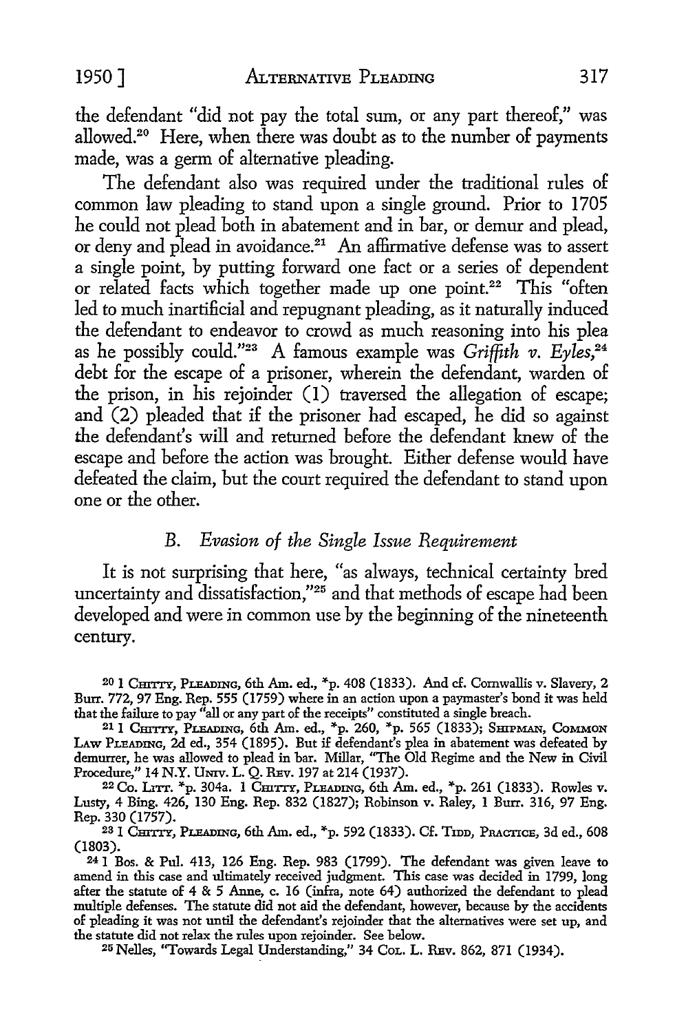the defendant "did not pay the total sum, or any part thereof," was allowed.[20] Here, when there was doubt as to the number of payments made, was a germ of alternative pleading.

The defendant also was required under the traditional rules of common law pleading to stand upon a single ground. Prior to 1705 he could not plead both in abatement and in bar, or demur and plead, or deny and plead in avoidance.[21] An affirmative defense was to assert a single point, by putting forward one fact or a series of dependent or related facts which together made up one point.[22] This "often led to much inartificial and repugnant pleading, as it naturally induced the defendant to endeavor to crowd as much reasoning into his plea as he possibly could."[23] A famous example was *Griffith v. Eyles*,[24] debt for the escape of a prisoner, wherein the defendant, warden of the prison, in his rejoinder (1) traversed the allegation of escape; and (2) pleaded that if the prisoner had escaped, he did so against the defendant's will and returned before the defendant knew of the escape and before the action was brought. Either defense would have defeated the claim, but the court required the defendant to stand upon one or the other.

### B. *Evasion of the Single Issue Requirement*

It is not surprising that here, "as always, technical certainty bred uncertainty and dissatisfaction,"[25] and that methods of escape had been developed and were in common use by the beginning of the nineteenth century.

---

[20] 1 CHITTY, PLEADING, 6th Am. ed., *p. 408 (1833). And cf. Cornwallis v. Slavery, 2 Burr. 772, 97 Eng. Rep. 555 (1759) where in an action upon a paymaster's bond it was held that the failure to pay "all or any part of the receipts" constituted a single breach.

[21] 1 CHITTY, PLEADING, 6th Am. ed., *p. 260, *p. 565 (1833); SHIPMAN, COMMON LAW PLEADING, 2d ed., 354 (1895). But if defendant's plea in abatement was defeated by demurrer, he was allowed to plead in bar. Millar, "The Old Regime and the New in Civil Procedure," 14 N.Y. UNIV. L. Q. REV. 197 at 214 (1937).

[22] CO. LITT. *p. 304a. 1 CHITTY, PLEADING, 6th Am. ed., *p. 261 (1833). Rowles v. Lusty, 4 Bing. 426, 130 Eng. Rep. 832 (1827); Robinson v. Raley, 1 Burr. 316, 97 Eng. Rep. 330 (1757).

[23] 1 CHITTY, PLEADING, 6th Am. ed., *p. 592 (1833). Cf. TIDD, PRACTICE, 3d ed., 608 (1803).

[24] 1 Bos. & Pul. 413, 126 Eng. Rep. 983 (1799). The defendant was given leave to amend in this case and ultimately received judgment. This case was decided in 1799, long after the statute of 4 & 5 Anne, c. 16 (infra, note 64) authorized the defendant to plead multiple defenses. The statute did not aid the defendant, however, because by the accidents of pleading it was not until the defendant's rejoinder that the alternatives were set up, and the statute did not relax the rules upon rejoinder. See below.

[25] Nelles, "Towards Legal Understanding," 34 COL. L. REV. 862, 871 (1934).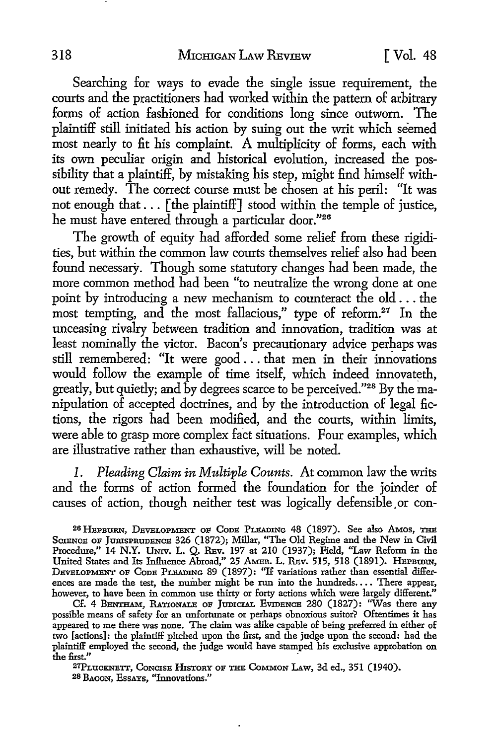Searching for ways to evade the single issue requirement, the courts and the practitioners had worked within the pattern of arbitrary forms of action fashioned for conditions long since outworn. The plaintiff still initiated his action by suing out the writ which seemed most nearly to fit his complaint. A multiplicity of forms, each with its own peculiar origin and historical evolution, increased the possibility that a plaintiff, by mistaking his step, might find himself without remedy. The correct course must be chosen at his peril: "It was not enough that . . . [the plaintiff] stood within the temple of justice, he must have entered through a particular door."[26]

The growth of equity had afforded some relief from these rigidities, but within the common law courts themselves relief also had been found necessary. Though some statutory changes had been made, the more common method had been "to neutralize the wrong done at one point by introducing a new mechanism to counteract the old . . . the most tempting, and the most fallacious," type of reform.[27] In the unceasing rivalry between tradition and innovation, tradition was at least nominally the victor. Bacon's precautionary advice perhaps was still remembered: "It were good . . . that men in their innovations would follow the example of time itself, which indeed innovateth, greatly, but quietly; and by degrees scarce to be perceived."[28] By the manipulation of accepted doctrines, and by the introduction of legal fictions, the rigors had been modified, and the courts, within limits, were able to grasp more complex fact situations. Four examples, which are illustrative rather than exhaustive, will be noted.

*1. Pleading Claim in Multiple Counts.* At common law the writs and the forms of action formed the foundation for the joinder of causes of action, though neither test was logically defensible or con-

---

[26] HEPBURN, DEVELOPMENT OF CODE PLEADING 48 (1897). See also AMOS, THE SCIENCE OF JURISPRUDENCE 326 (1872); Millar, "The Old Regime and the New in Civil Procedure," 14 N.Y. UNIV. L. Q. REV. 197 at 210 (1937); Field, "Law Reform in the United States and Its Influence Abroad," 25 AMER. L. REV. 515, 518 (1891). HEPBURN, DEVELOPMENT OF CODE PLEADING 89 (1897): "If variations rather than essential differences are made the test, the number might be run into the hundreds. . . . There appear, however, to have been in common use thirty or forty actions which were largely different."

Cf. 4 BENTHAM, RATIONALE OF JUDICIAL EVIDENCE 280 (1827): "Was there any possible means of safety for an unfortunate or perhaps obnoxious suitor? Oftentimes it has appeared to me there was none. The claim was alike capable of being preferred in either of two [actions]: the plaintiff pitched upon the first, and the judge upon the second: had the plaintiff employed the second, the judge would have stamped his exclusive approbation on the first."

[27] PLUCKNETT, CONCISE HISTORY OF THE COMMON LAW, 3d ed., 351 (1940).

[28] BACON, ESSAYS, "Innovations."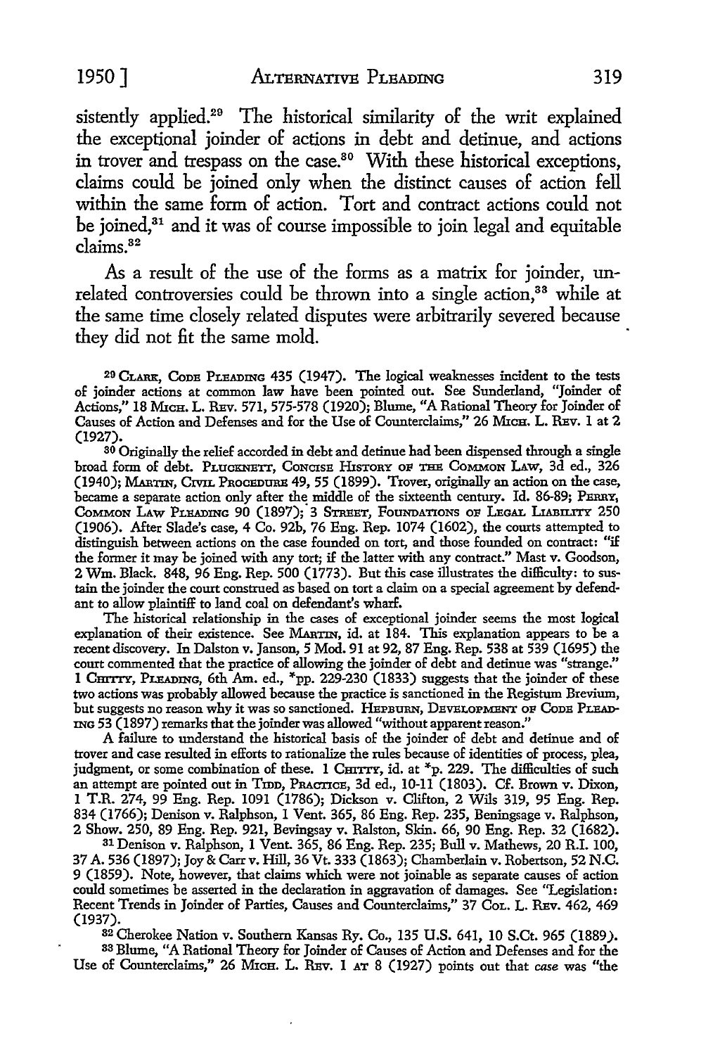sistently applied.[29] The historical similarity of the writ explained the exceptional joinder of actions in debt and detinue, and actions in trover and trespass on the case.[30] With these historical exceptions, claims could be joined only when the distinct causes of action fell within the same form of action. Tort and contract actions could not be joined,[31] and it was of course impossible to join legal and equitable claims.[32]

As a result of the use of the forms as a matrix for joinder, unrelated controversies could be thrown into a single action,[33] while at the same time closely related disputes were arbitrarily severed because they did not fit the same mold.

[29] CLARK, CODE PLEADING 435 (1947). The logical weaknesses incident to the tests of joinder actions at common law have been pointed out. See Sunderland, "Joinder of Actions," 18 MICH. L. REV. 571, 575-578 (1920); Blume, "A Rational Theory for Joinder of Causes of Action and Defenses and for the Use of Counterclaims," 26 MICH. L. REV. 1 at 2 (1927).

[30] Originally the relief accorded in debt and detinue had been dispensed through a single broad form of debt. PLUCKNETT, CONCISE HISTORY OF THE COMMON LAW, 3d ed., 326 (1940); MARTIN, CIVIL PROCEDURE 49, 55 (1899). Trover, originally an action on the case, became a separate action only after the middle of the sixteenth century. Id. 86-89; PERRY, COMMON LAW PLEADING 90 (1897); 3 STREET, FOUNDATIONS OF LEGAL LIABILITY 250 (1906). After Slade's case, 4 Co. 92b, 76 Eng. Rep. 1074 (1602), the courts attempted to distinguish between actions on the case founded on tort, and those founded on contract: "if the former it may be joined with any tort; if the latter with any contract." Mast v. Goodson, 2 Wm. Black. 848, 96 Eng. Rep. 500 (1773). But this case illustrates the difficulty: to sustain the joinder the court construed as based on tort a claim on a special agreement by defendant to allow plaintiff to land coal on defendant's wharf.

The historical relationship in the cases of exceptional joinder seems the most logical explanation of their existence. See MARTIN, id. at 184. This explanation appears to be a recent discovery. In Dalston v. Janson, 5 Mod. 91 at 92, 87 Eng. Rep. 538 at 539 (1695) the court commented that the practice of allowing the joinder of debt and detinue was "strange." 1 CHITTY, PLEADING, 6th Am. ed., *pp. 229-230 (1833) suggests that the joinder of these two actions was probably allowed because the practice is sanctioned in the Registum Brevium, but suggests no reason why it was so sanctioned. HEPBURN, DEVELOPMENT OF CODE PLEADING 53 (1897) remarks that the joinder was allowed "without apparent reason."

A failure to understand the historical basis of the joinder of debt and detinue and of trover and case resulted in efforts to rationalize the rules because of identities of process, plea, judgment, or some combination of these. 1 CHITTY, id. at *p. 229. The difficulties of such an attempt are pointed out in TIDD, PRACTICE, 3d ed., 10-11 (1803). Cf. Brown v. Dixon, 1 T.R. 274, 99 Eng. Rep. 1091 (1786); Dickson v. Clifton, 2 Wils 319, 95 Eng. Rep. 834 (1766); Denison v. Ralphson, 1 Vent. 365, 86 Eng. Rep. 235, Beningsage v. Ralphson, 2 Show. 250, 89 Eng. Rep. 921, Bevingsay v. Ralston, Skin. 66, 90 Eng. Rep. 32 (1682).

[31] Denison v. Ralphson, 1 Vent. 365, 86 Eng. Rep. 235; Bull v. Mathews, 20 R.I. 100, 37 A. 536 (1897); Joy & Carr v. Hill, 36 Vt. 333 (1863); Chamberlain v. Robertson, 52 N.C. 9 (1859). Note, however, that claims which were not joinable as separate causes of action could sometimes be asserted in the declaration in aggravation of damages. See "Legislation: Recent Trends in Joinder of Parties, Causes and Counterclaims," 37 COL. L. REV. 462, 469 (1937).

[32] Cherokee Nation v. Southern Kansas Ry. Co., 135 U.S. 641, 10 S.Ct. 965 (1889).

[33] Blume, "A Rational Theory for Joinder of Causes of Action and Defenses and for the Use of Counterclaims," 26 MICH. L. REV. 1 AT 8 (1927) points out that *case* was "the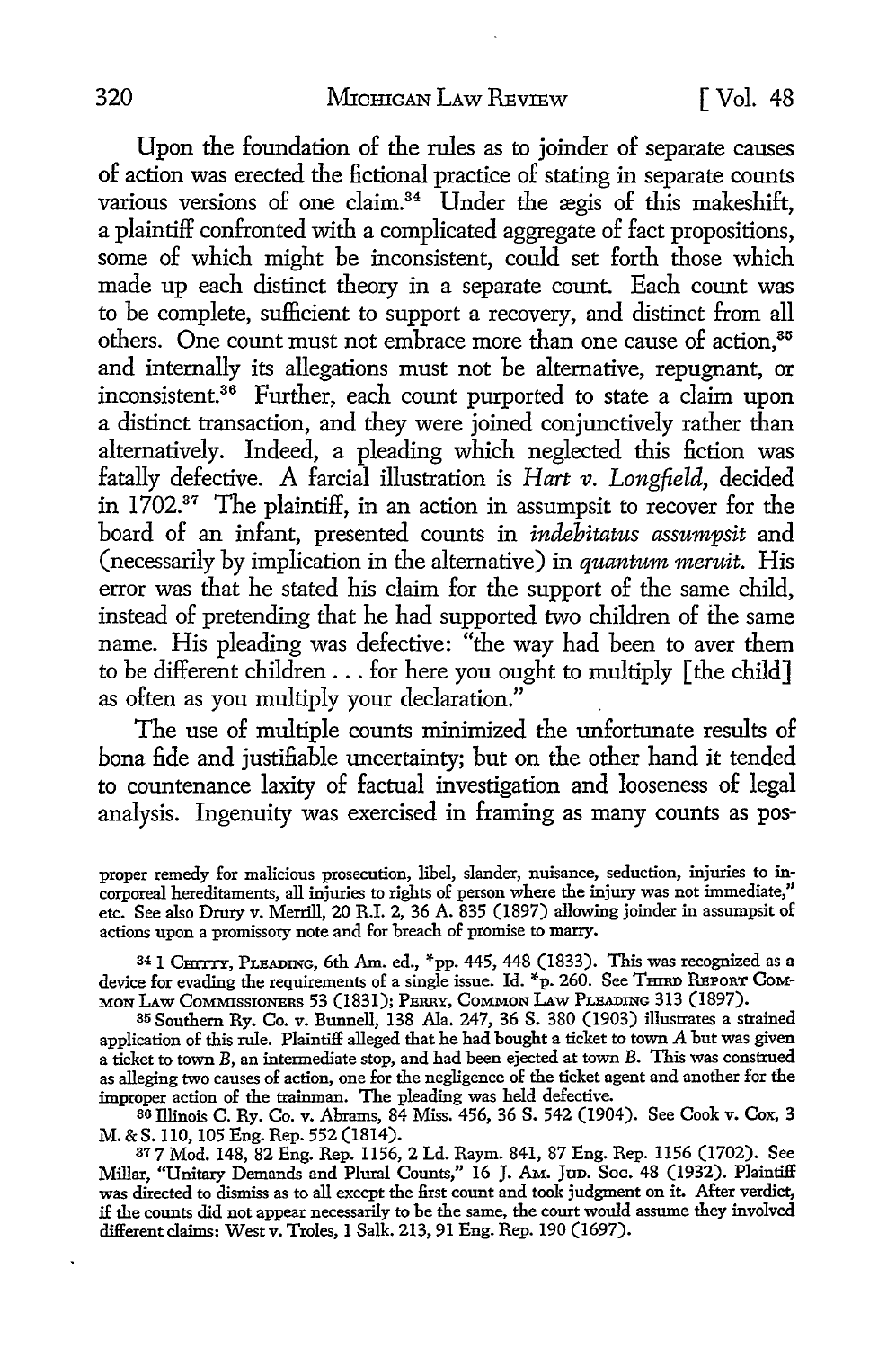Upon the foundation of the rules as to joinder of separate causes of action was erected the fictional practice of stating in separate counts various versions of one claim.[34] Under the ægis of this makeshift, a plaintiff confronted with a complicated aggregate of fact propositions, some of which might be inconsistent, could set forth those which made up each distinct theory in a separate count. Each count was to be complete, sufficient to support a recovery, and distinct from all others. One count must not embrace more than one cause of action,[35] and internally its allegations must not be alternative, repugnant, or inconsistent.[36] Further, each count purported to state a claim upon a distinct transaction, and they were joined conjunctively rather than alternatively. Indeed, a pleading which neglected this fiction was fatally defective. A farcial illustration is *Hart v. Longfield*, decided in 1702.[37] The plaintiff, in an action in assumpsit to recover for the board of an infant, presented counts in *indebitatus assumpsit* and (necessarily by implication in the alternative) in *quantum meruit*. His error was that he stated his claim for the support of the same child, instead of pretending that he had supported two children of the same name. His pleading was defective: "the way had been to aver them to be different children . . . for here you ought to multiply [the child] as often as you multiply your declaration."

The use of multiple counts minimized the unfortunate results of bona fide and justifiable uncertainty; but on the other hand it tended to countenance laxity of factual investigation and looseness of legal analysis. Ingenuity was exercised in framing as many counts as pos-

proper remedy for malicious prosecution, libel, slander, nuisance, seduction, injuries to incorporeal hereditaments, all injuries to rights of person where the injury was not immediate," etc. See also Drury v. Merrill, 20 R.I. 2, 36 A. 835 (1897) allowing joinder in assumpsit of actions upon a promissory note and for breach of promise to marry.

[34] 1 CHITTY, PLEADING, 6th Am. ed., *pp. 445, 448 (1833). This was recognized as a device for evading the requirements of a single issue. Id. *p. 260. See THIRD REPORT COMMON LAW COMMISSIONERS 53 (1831); PERRY, COMMON LAW PLEADING 313 (1897).

[35] Southern Ry. Co. v. Bunnell, 138 Ala. 247, 36 S. 380 (1903) illustrates a strained application of this rule. Plaintiff alleged that he had bought a ticket to town *A* but was given a ticket to town *B*, an intermediate stop, and had been ejected at town *B*. This was construed as alleging two causes of action, one for the negligence of the ticket agent and another for the improper action of the trainman. The pleading was held defective.

[36] Illinois C. Ry. Co. v. Abrams, 84 Miss. 456, 36 S. 542 (1904). See Cook v. Cox, 3 M. & S. 110, 105 Eng. Rep. 552 (1814).

[37] 7 Mod. 148, 82 Eng. Rep. 1156, 2 Ld. Raym. 841, 87 Eng. Rep. 1156 (1702). See Millar, "Unitary Demands and Plural Counts," 16 J. AM. JUD. SOC. 48 (1932). Plaintiff was directed to dismiss as to all except the first count and took judgment on it. After verdict, if the counts did not appear necessarily to be the same, the court would assume they involved different claims: West v. Troles, 1 Salk. 213, 91 Eng. Rep. 190 (1697).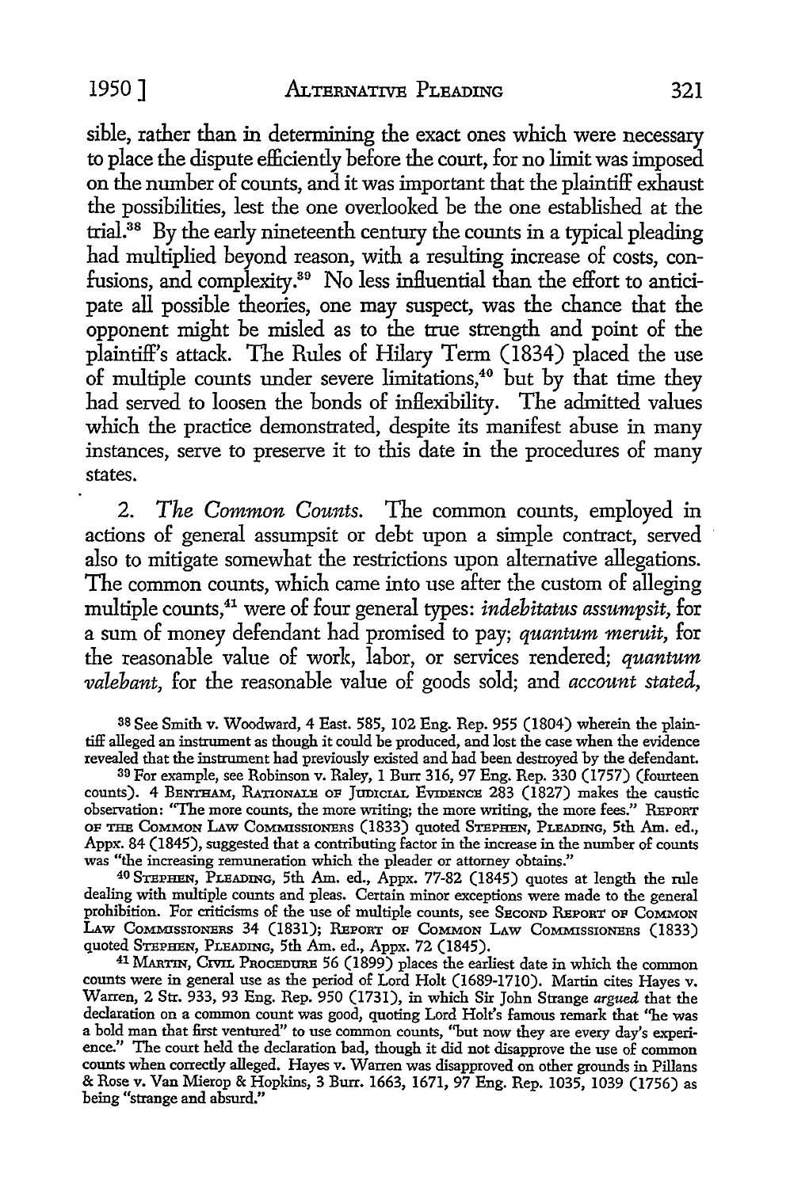sible, rather than in determining the exact ones which were necessary to place the dispute efficiently before the court, for no limit was imposed on the number of counts, and it was important that the plaintiff exhaust the possibilities, lest the one overlooked be the one established at the trial.[38] By the early nineteenth century the counts in a typical pleading had multiplied beyond reason, with a resulting increase of costs, confusions, and complexity.[39] No less influential than the effort to anticipate all possible theories, one may suspect, was the chance that the opponent might be misled as to the true strength and point of the plaintiff's attack. The Rules of Hilary Term (1834) placed the use of multiple counts under severe limitations,[40] but by that time they had served to loosen the bonds of inflexibility. The admitted values which the practice demonstrated, despite its manifest abuse in many instances, serve to preserve it to this date in the procedures of many states.

2. *The Common Counts.* The common counts, employed in actions of general assumpsit or debt upon a simple contract, served also to mitigate somewhat the restrictions upon alternative allegations. The common counts, which came into use after the custom of alleging multiple counts,[41] were of four general types: *indebitatus assumpsit,* for a sum of money defendant had promised to pay; *quantum meruit,* for the reasonable value of work, labor, or services rendered; *quantum valebant,* for the reasonable value of goods sold; and *account stated,*

---

[38] See Smith v. Woodward, 4 East. 585, 102 Eng. Rep. 955 (1804) wherein the plaintiff alleged an instrument as though it could be produced, and lost the case when the evidence revealed that the instrument had previously existed and had been destroyed by the defendant.

[39] For example, see Robinson v. Raley, 1 Burr 316, 97 Eng. Rep. 330 (1757) (fourteen counts). 4 BENTHAM, RATIONALE OF JUDICIAL EVIDENCE 283 (1827) makes the caustic observation: "The more counts, the more writing; the more writing, the more fees." REPORT OF THE COMMON LAW COMMISSIONERS (1833) quoted STEPHEN, PLEADING, 5th Am. ed., Appx. 84 (1845), suggested that a contributing factor in the increase in the number of counts was "the increasing remuneration which the pleader or attorney obtains."

[40] STEPHEN, PLEADING, 5th Am. ed., Appx. 77-82 (1845) quotes at length the rule dealing with multiple counts and pleas. Certain minor exceptions were made to the general prohibition. For criticisms of the use of multiple counts, see SECOND REPORT OF COMMON LAW COMMISSIONERS 34 (1831); REPORT OF COMMON LAW COMMISSIONERS (1833) quoted STEPHEN, PLEADING, 5th Am. ed., Appx. 72 (1845).

[41] MARTIN, CIVIL PROCEDURE 56 (1899) places the earliest date in which the common counts were in general use as the period of Lord Holt (1689-1710). Martin cites Hayes v. Warren, 2 Str. 933, 93 Eng. Rep. 950 (1731), in which Sir John Strange *argued* that the declaration on a common count was good, quoting Lord Holt's famous remark that "he was a bold man that first ventured" to use common counts, "but now they are every day's experience." The court held the declaration bad, though it did not disapprove the use of common counts when correctly alleged. Hayes v. Warren was disapproved on other grounds in Pillans & Rose v. Van Mierop & Hopkins, 3 Burr. 1663, 1671, 97 Eng. Rep. 1035, 1039 (1756) as being "strange and absurd."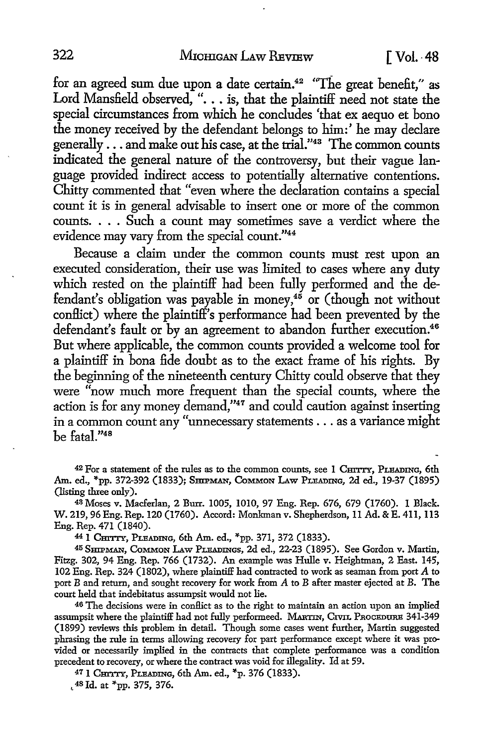for an agreed sum due upon a date certain.[42] "The great benefit," as Lord Mansfield observed, ". . . is, that the plaintiff need not state the special circumstances from which he concludes 'that ex aequo et bono the money received by the defendant belongs to him:' he may declare generally . . . and make out his case, at the trial."[43] The common counts indicated the general nature of the controversy, but their vague language provided indirect access to potentially alternative contentions. Chitty commented that "even where the declaration contains a special count it is in general advisable to insert one or more of the common counts. . . . Such a count may sometimes save a verdict where the evidence may vary from the special count."[44]

Because a claim under the common counts must rest upon an executed consideration, their use was limited to cases where any duty which rested on the plaintiff had been fully performed and the defendant's obligation was payable in money,[45] or (though not without conflict) where the plaintiff's performance had been prevented by the defendant's fault or by an agreement to abandon further execution.[46] But where applicable, the common counts provided a welcome tool for a plaintiff in bona fide doubt as to the exact frame of his rights. By the beginning of the nineteenth century Chitty could observe that they were "now much more frequent than the special counts, where the action is for any money demand,"[47] and could caution against inserting in a common count any "unnecessary statements . . . as a variance might be fatal."[48]

---

[42] For a statement of the rules as to the common counts, see 1 CHITTY, PLEADING, 6th Am. ed., *pp. 372-392 (1833); SHIPMAN, COMMON LAW PLEADING, 2d ed., 19-37 (1895) (listing three only).

[43] Moses v. Macferlan, 2 Burr. 1005, 1010, 97 Eng. Rep. 676, 679 (1760). 1 Black. W. 219, 96 Eng. Rep. 120 (1760). Accord: Monkman v. Shepherdson, 11 Ad. & E. 411, 113 Eng. Rep. 471 (1840).

[44] 1 CHITTY, PLEADING, 6th Am. ed., *pp. 371, 372 (1833).

[45] SHIPMAN, COMMON LAW PLEADINGS, 2d ed., 22-23 (1895). See Gordon v. Martin, Fitzg. 302, 94 Eng. Rep. 766 (1732). An example was Hulle v. Heightman, 2 East. 145, 102 Eng. Rep. 324 (1802), where plaintiff had contracted to work as seaman from port A to port B and return, and sought recovery for work from A to B after master ejected at B. The court held that indebitatus assumpsit would not lie.

[46] The decisions were in conflict as to the right to maintain an action upon an implied assumpsit where the plaintiff had not fully performeed. MARTIN, CIVIL PROCEDURE 341-349 (1899) reviews this problem in detail. Though some cases went further, Martin suggested phrasing the rule in terms allowing recovery for part performance except where it was provided or necessarily implied in the contracts that complete performance was a condition precedent to recovery, or where the contract was void for illegality. Id at 59.

[47] 1 CHITTY, PLEADING, 6th Am. ed., *p. 376 (1833).

[48] Id. at *pp. 375, 376.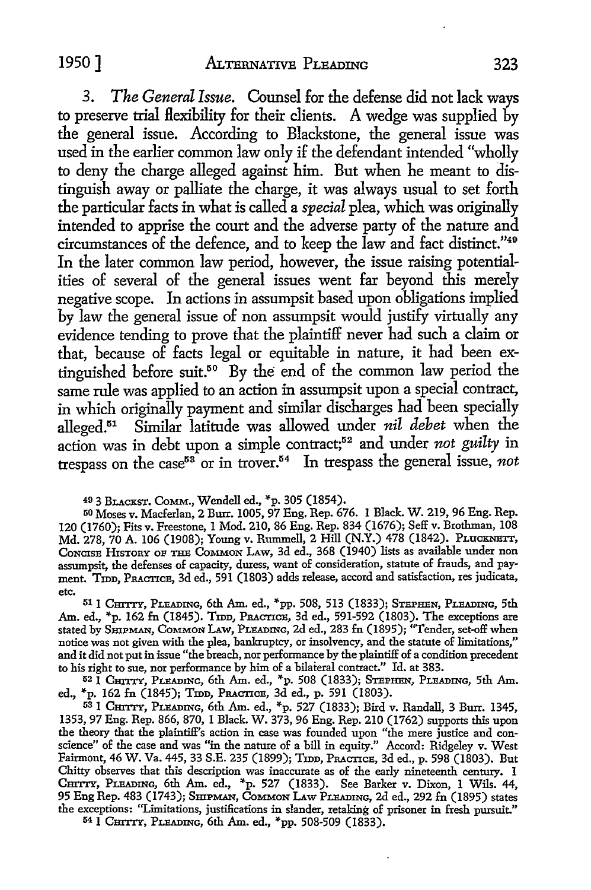3. *The General Issue.* Counsel for the defense did not lack ways to preserve trial flexibility for their clients. A wedge was supplied by the general issue. According to Blackstone, the general issue was used in the earlier common law only if the defendant intended "wholly to deny the charge alleged against him. But when he meant to distinguish away or palliate the charge, it was always usual to set forth the particular facts in what is called a *special* plea, which was originally intended to apprise the court and the adverse party of the nature and circumstances of the defence, and to keep the law and fact distinct."[49] In the later common law period, however, the issue raising potentialities of several of the general issues went far beyond this merely negative scope. In actions in assumpsit based upon obligations implied by law the general issue of non assumpsit would justify virtually any evidence tending to prove that the plaintiff never had such a claim or that, because of facts legal or equitable in nature, it had been extinguished before suit.[50] By the end of the common law period the same rule was applied to an action in assumpsit upon a special contract, in which originally payment and similar discharges had been specially alleged.[51] Similar latitude was allowed under *nil debet* when the action was in debt upon a simple contract;[52] and under *not guilty* in trespass on the case[53] or in trover.[54] In trespass the general issue, *not*

[49] 3 BLACKST. COMM., Wendell ed., *p. 305 (1854).

[50] Moses v. Macferlan, 2 Burr. 1005, 97 Eng. Rep. 676. 1 Black. W. 219, 96 Eng. Rep. 120 (1760); Fits v. Freestone, 1 Mod. 210, 86 Eng. Rep. 834 (1676); Seff v. Brothman, 108 Md. 278, 70 A. 106 (1908); Young v. Rummell, 2 Hill (N.Y.) 478 (1842). PLUCKNETT, CONCISE HISTORY OF THE COMMON LAW, 3d ed., 368 (1940) lists as available under non assumpsit, the defenses of capacity, duress, want of consideration, statute of frauds, and payment. TIDD, PRACTICE, 3d ed., 591 (1803) adds release, accord and satisfaction, res judicata, etc.

[51] 1 CHITTY, PLEADING, 6th Am. ed., *pp. 508, 513 (1833); STEPHEN, PLEADING, 5th Am. ed., *p. 162 fn (1845). TIDD, PRACTICE, 3d ed., 591-592 (1803). The exceptions are stated by SHIPMAN, COMMON LAW, PLEADING, 2d ed., 283 fn (1895); "Tender, set-off when notice was not given with the plea, bankruptcy, or insolvency, and the statute of limitations," and it did not put in issue "the breach, nor performance by the plaintiff of a condition precedent to his right to sue, nor performance by him of a bilateral contract." Id. at 383.

[52] 1 CHITTY, PLEADING, 6th Am. ed., *p. 508 (1833); STEPHEN, PLEADING, 5th Am. ed., *p. 162 fn (1845); TIDD, PRACTICE, 3d ed., p. 591 (1803).

[53] 1 CHITTY, PLEADING, 6th Am. ed., *p. 527 (1833); Bird v. Randall, 3 Burr. 1345, 1353, 97 Eng. Rep. 866, 870, 1 Black. W. 373, 96 Eng. Rep. 210 (1762) supports this upon the theory that the plaintiff's action in case was founded upon "the mere justice and conscience" of the case and was "in the nature of a bill in equity." Accord: Ridgeley v. West Fairmont, 46 W. Va. 445, 33 S.E. 235 (1899); TIDD, PRACTICE, 3d ed., p. 598 (1803). But Chitty observes that this description was inaccurate as of the early nineteenth century. 1 CHITTY, PLEADING, 6th Am. ed., *p. 527 (1833). See Barker v. Dixon, 1 Wils. 44, 95 Eng Rep. 483 (1743); SHIPMAN, COMMON LAW PLEADING, 2d ed., 292 fn (1895) states the exceptions: "Limitations, justifications in slander, retaking of prisoner in fresh pursuit."

[54] 1 CHITTY, PLEADING, 6th Am. ed., *pp. 508-509 (1833).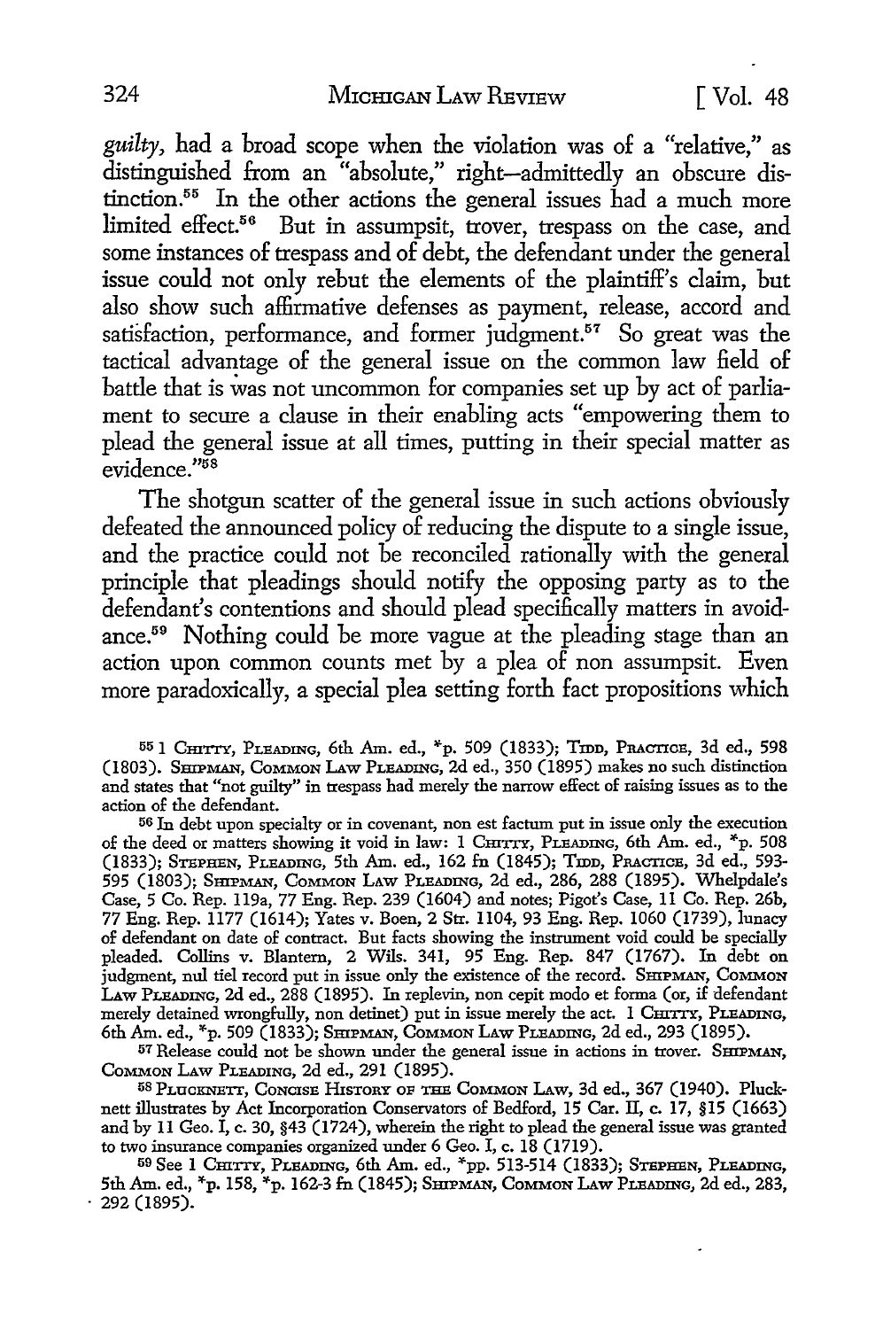*guilty*, had a broad scope when the violation was of a "relative," as distinguished from an "absolute," right—admittedly an obscure distinction.[55] In the other actions the general issues had a much more limited effect.[56] But in assumpsit, trover, trespass on the case, and some instances of trespass and of debt, the defendant under the general issue could not only rebut the elements of the plaintiff's claim, but also show such affirmative defenses as payment, release, accord and satisfaction, performance, and former judgment.[57] So great was the tactical advantage of the general issue on the common law field of battle that is was not uncommon for companies set up by act of parliament to secure a clause in their enabling acts "empowering them to plead the general issue at all times, putting in their special matter as evidence."[58]

The shotgun scatter of the general issue in such actions obviously defeated the announced policy of reducing the dispute to a single issue, and the practice could not be reconciled rationally with the general principle that pleadings should notify the opposing party as to the defendant's contentions and should plead specifically matters in avoidance.[59] Nothing could be more vague at the pleading stage than an action upon common counts met by a plea of non assumpsit. Even more paradoxically, a special plea setting forth fact propositions which

---

[55] 1 CHITTY, PLEADING, 6th Am. ed., *p. 509 (1833); TIDD, PRACTICE, 3d ed., 598 (1803). SHIPMAN, COMMON LAW PLEADING, 2d ed., 350 (1895) makes no such distinction and states that "not guilty" in trespass had merely the narrow effect of raising issues as to the action of the defendant.

[56] In debt upon specialty or in covenant, non est factum put in issue only the execution of the deed or matters showing it void in law: 1 CHITTY, PLEADING, 6th Am. ed., *p. 508 (1833); STEPHEN, PLEADING, 5th Am. ed., 162 fn (1845); TIDD, PRACTICE, 3d ed., 593-595 (1803); SHIPMAN, COMMON LAW PLEADING, 2d ed., 286, 288 (1895). Whelpdale's Case, 5 Co. Rep. 119a, 77 Eng. Rep. 239 (1604) and notes; Pigot's Case, 11 Co. Rep. 26b, 77 Eng. Rep. 1177 (1614); Yates v. Boen, 2 Str. 1104, 93 Eng. Rep. 1060 (1739), lunacy of defendant on date of contract. But facts showing the instrument void could be specially pleaded. Collins v. Blantern, 2 Wils. 341, 95 Eng. Rep. 847 (1767). In debt on judgment, nul tiel record put in issue only the existence of the record. SHIPMAN, COMMON LAW PLEADING, 2d ed., 288 (1895). In replevin, non cepit modo et forma (or, if defendant merely detained wrongfully, non detinet) put in issue merely the act. 1 CHITTY, PLEADING, 6th Am. ed., *p. 509 (1833); SHIPMAN, COMMON LAW PLEADING, 2d ed., 293 (1895).

[57] Release could not be shown under the general issue in actions in trover. SHIPMAN, COMMON LAW PLEADING, 2d ed., 291 (1895).

[58] PLUCKNETT, CONCISE HISTORY OF THE COMMON LAW, 3d ed., 367 (1940). Plucknett illustrates by Act Incorporation Conservators of Bedford, 15 Car. II, c. 17, §15 (1663) and by 11 Geo. I, c. 30, §43 (1724), wherein the right to plead the general issue was granted to two insurance companies organized under 6 Geo. I, c. 18 (1719).

[59] See 1 CHITTY, PLEADING, 6th Am. ed., *pp. 513-514 (1833); STEPHEN, PLEADING, 5th Am. ed., *p. 158, *p. 162-3 fn (1845); SHIPMAN, COMMON LAW PLEADING, 2d ed., 283, 292 (1895).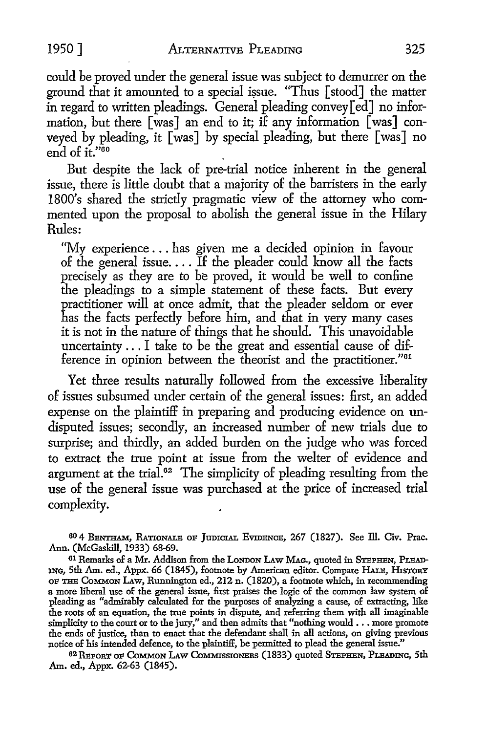could be proved under the general issue was subject to demurrer on the ground that it amounted to a special issue. "Thus [stood] the matter in regard to written pleadings. General pleading convey[ed] no information, but there [was] an end to it; if any information [was] conveyed by pleading, it [was] by special pleading, but there [was] no end of it."[60]

But despite the lack of pre-trial notice inherent in the general issue, there is little doubt that a majority of the barristers in the early 1800's shared the strictly pragmatic view of the attorney who commented upon the proposal to abolish the general issue in the Hilary Rules:

> "My experience . . . has given me a decided opinion in favour of the general issue. . . . If the pleader could know all the facts precisely as they are to be proved, it would be well to confine the pleadings to a simple statement of these facts. But every practitioner will at once admit, that the pleader seldom or ever has the facts perfectly before him, and that in very many cases it is not in the nature of things that he should. This unavoidable uncertainty . . . I take to be the great and essential cause of difference in opinion between the theorist and the practitioner."[61]

Yet three results naturally followed from the excessive liberality of issues subsumed under certain of the general issues: first, an added expense on the plaintiff in preparing and producing evidence on undisputed issues; secondly, an increased number of new trials due to surprise; and thirdly, an added burden on the judge who was forced to extract the true point at issue from the welter of evidence and argument at the trial.[62] The simplicity of pleading resulting from the use of the general issue was purchased at the price of increased trial complexity.

---

[60] 4 BENTHAM, RATIONALE OF JUDICIAL EVIDENCE, 267 (1827). See Ill. Civ. Prac. Ann. (McGaskill, 1933) 68-69.

[61] Remarks of a Mr. Addison from the LONDON LAW MAG., quoted in STEPHEN, PLEADING, 5th Am. ed., Appx. 66 (1845), footnote by American editor. Compare HALE, HISTORY OF THE COMMON LAW, Runnington ed., 212 n. (1820), a footnote which, in recommending a more liberal use of the general issue, first praises the logic of the common law system of pleading as "admirably calculated for the purposes of analyzing a cause, of extracting, like the roots of an equation, the true points in dispute, and referring them with all imaginable simplicity to the court or to the jury," and then admits that "nothing would . . . more promote the ends of justice, than to enact that the defendant shall in all actions, on giving previous notice of his intended defence, to the plaintiff, be permitted to plead the general issue."

[62] REPORT OF COMMON LAW COMMISSIONERS (1833) quoted STEPHEN, PLEADING, 5th Am. ed., Appx. 62-63 (1845).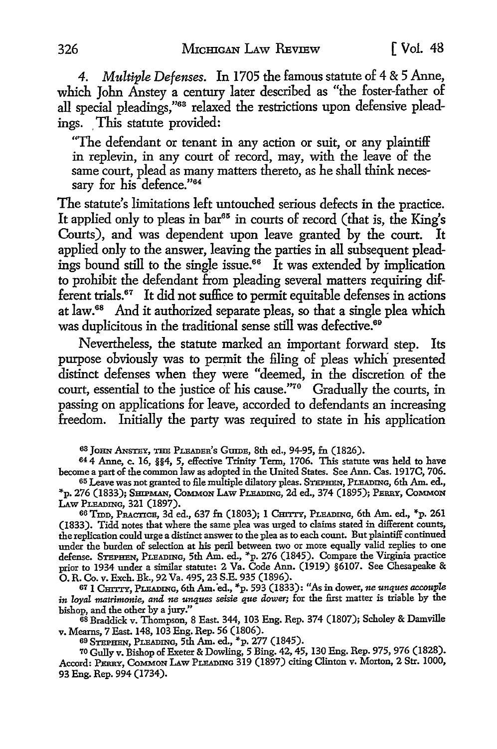4. *Multiple Defenses.* In 1705 the famous statute of 4 & 5 Anne, which John Anstey a century later described as "the foster-father of all special pleadings,"[63] relaxed the restrictions upon defensive pleadings. This statute provided:

> "The defendant or tenant in any action or suit, or any plaintiff in replevin, in any court of record, may, with the leave of the same court, plead as many matters thereto, as he shall think necessary for his defence."[64]

The statute's limitations left untouched serious defects in the practice. It applied only to pleas in bar[65] in courts of record (that is, the King's Courts), and was dependent upon leave granted by the court. It applied only to the answer, leaving the parties in all subsequent pleadings bound still to the single issue.[66] It was extended by implication to prohibit the defendant from pleading several matters requiring different trials.[67] It did not suffice to permit equitable defenses in actions at law.[68] And it authorized separate pleas, so that a single plea which was duplicitous in the traditional sense still was defective.[69]

Nevertheless, the statute marked an important forward step. Its purpose obviously was to permit the filing of pleas which presented distinct defenses when they were "deemed, in the discretion of the court, essential to the justice of his cause."[70] Gradually the courts, in passing on applications for leave, accorded to defendants an increasing freedom. Initially the party was required to state in his application

---

[63] JOHN ANSTEY, THE PLEADER'S GUIDE, 8th ed., 94-95, fn (1826).

[64] 4 Anne, c. 16, §§4, 5, effective Trinity Term, 1706. This statute was held to have become a part of the common law as adopted in the United States. See Ann. Cas. 1917C, 706.

[65] Leave was not granted to file multiple dilatory pleas. STEPHEN, PLEADING, 6th Am. ed., *p. 276 (1833); SHIPMAN, COMMON LAW PLEADING, 2d ed., 374 (1895); PERRY, COMMON LAW PLEADING, 321 (1897).

[66] TIDD, PRACTICE, 3d ed., 637 fn (1803); 1 CHITTY, PLEADING, 6th Am. ed., *p. 261 (1833). Tidd notes that where the same plea was urged to claims stated in different counts, the replication could urge a distinct answer to the plea as to each count. But plaintiff continued under the burden of selection at his peril between two or more equally valid replies to one defense. STEPHEN, PLEADING, 5th Am. ed., *p. 276 (1845). Compare the Virginia practice prior to 1934 under a similar statute: 2 Va. Code Ann. (1919) §6107. See Chesapeake & O. R. Co. v. Exch. Bk., 92 Va. 495, 23 S.E. 935 (1896).

[67] 1 CHITTY, PLEADING, 6th Am. ed., *p. 593 (1833): "As in dower, *ne unques accouple in loyal matrimonie, and ne unques seisie que dower;* for the first matter is triable by the bishop, and the other by a jury."

[68] Braddick v. Thompson, 8 East. 344, 103 Eng. Rep. 374 (1807); Scholey & Damville v. Mearns, 7 East. 148, 103 Eng. Rep. 56 (1806).

[69] STEPHEN, PLEADING, 5th Am. ed., *p. 277 (1845).

[70] Gully v. Bishop of Exeter & Dowling, 5 Bing. 42, 45, 130 Eng. Rep. 975, 976 (1828). Accord: PERRY, COMMON LAW PLEADING 319 (1897) citing Clinton v. Morton, 2 Str. 1000, 93 Eng. Rep. 994 (1734).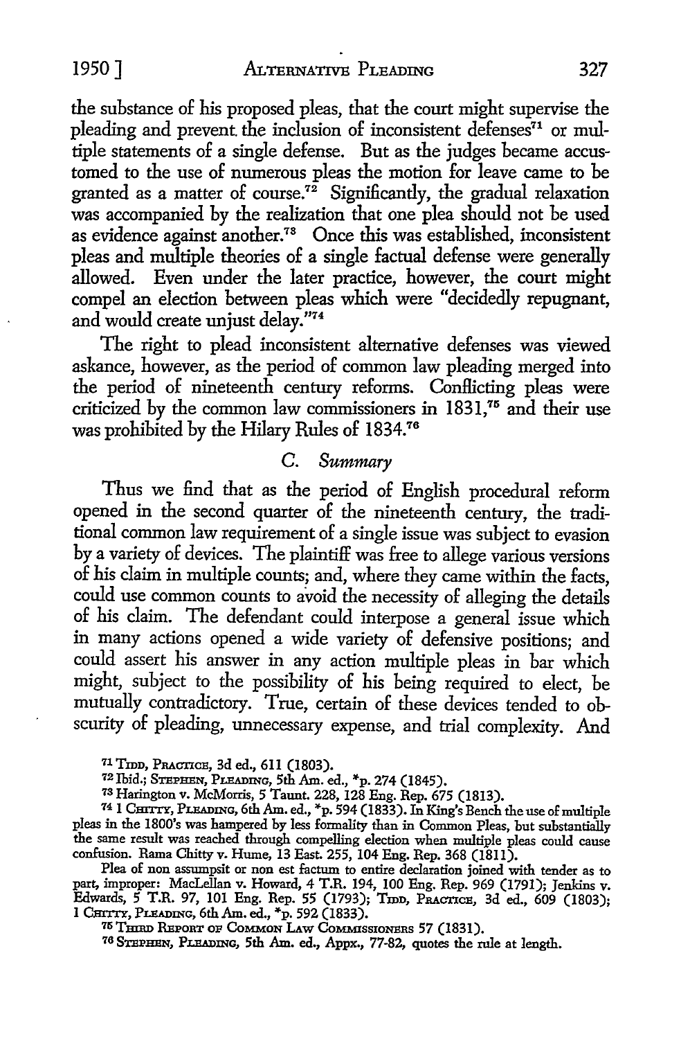the substance of his proposed pleas, that the court might supervise the pleading and prevent the inclusion of inconsistent defenses[71] or multiple statements of a single defense. But as the judges became accustomed to the use of numerous pleas the motion for leave came to be granted as a matter of course.[72] Significantly, the gradual relaxation was accompanied by the realization that one plea should not be used as evidence against another.[73] Once this was established, inconsistent pleas and multiple theories of a single factual defense were generally allowed. Even under the later practice, however, the court might compel an election between pleas which were "decidedly repugnant, and would create unjust delay."[74]

The right to plead inconsistent alternative defenses was viewed askance, however, as the period of common law pleading merged into the period of nineteenth century reforms. Conflicting pleas were criticized by the common law commissioners in 1831,[75] and their use was prohibited by the Hilary Rules of 1834.[76]

### C. *Summary*

Thus we find that as the period of English procedural reform opened in the second quarter of the nineteenth century, the traditional common law requirement of a single issue was subject to evasion by a variety of devices. The plaintiff was free to allege various versions of his claim in multiple counts; and, where they came within the facts, could use common counts to avoid the necessity of alleging the details of his claim. The defendant could interpose a general issue which in many actions opened a wide variety of defensive positions; and could assert his answer in any action multiple pleas in bar which might, subject to the possibility of his being required to elect, be mutually contradictory. True, certain of these devices tended to obscurity of pleading, unnecessary expense, and trial complexity. And

[71] TIDD, PRACTICE, 3d ed., 611 (1803).

[72] Ibid.; STEPHEN, PLEADING, 5th Am. ed., *p. 274 (1845).

[73] Harington v. McMorris, 5 Taunt. 228, 128 Eng. Rep. 675 (1813).

[74] 1 CHITTY, PLEADING, 6th Am. ed., *p. 594 (1833). In King's Bench the use of multiple pleas in the 1800's was hampered by less formality than in Common Pleas, but substantially the same result was reached through compelling election when multiple pleas could cause confusion. Rama Chitty v. Hume, 13 East. 255, 104 Eng. Rep. 368 (1811).

Plea of non assumpsit or non est factum to entire declaration joined with tender as to part, improper: MacLellan v. Howard, 4 T.R. 194, 100 Eng. Rep. 969 (1791); Jenkins v. Edwards, 5 T.R. 97, 101 Eng. Rep. 55 (1793); TIDD, PRACTICE, 3d ed., 609 (1803); 1 CHITTY, PLEADING, 6th Am. ed., *p. 592 (1833).

[75] THIRD REPORT OF COMMON LAW COMMISSIONERS 57 (1831).

[76] STEPHEN, PLEADING, 5th Am. ed., Appx., 77-82, quotes the rule at length.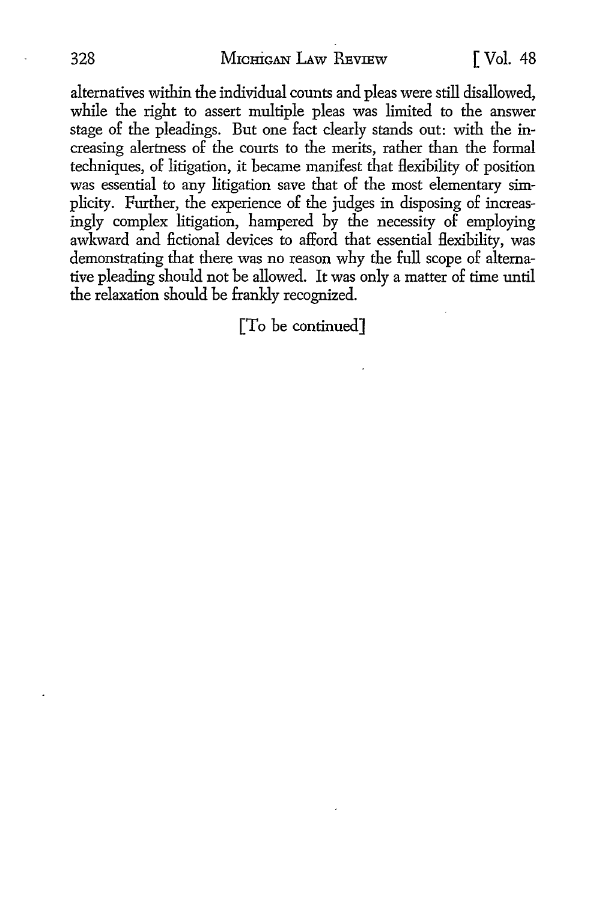alternatives within the individual counts and pleas were still disallowed, while the right to assert multiple pleas was limited to the answer stage of the pleadings. But one fact clearly stands out: with the increasing alertness of the courts to the merits, rather than the formal techniques, of litigation, it became manifest that flexibility of position was essential to any litigation save that of the most elementary simplicity. Further, the experience of the judges in disposing of increasingly complex litigation, hampered by the necessity of employing awkward and fictional devices to afford that essential flexibility, was demonstrating that there was no reason why the full scope of alternative pleading should not be allowed. It was only a matter of time until the relaxation should be frankly recognized.

[To be continued]